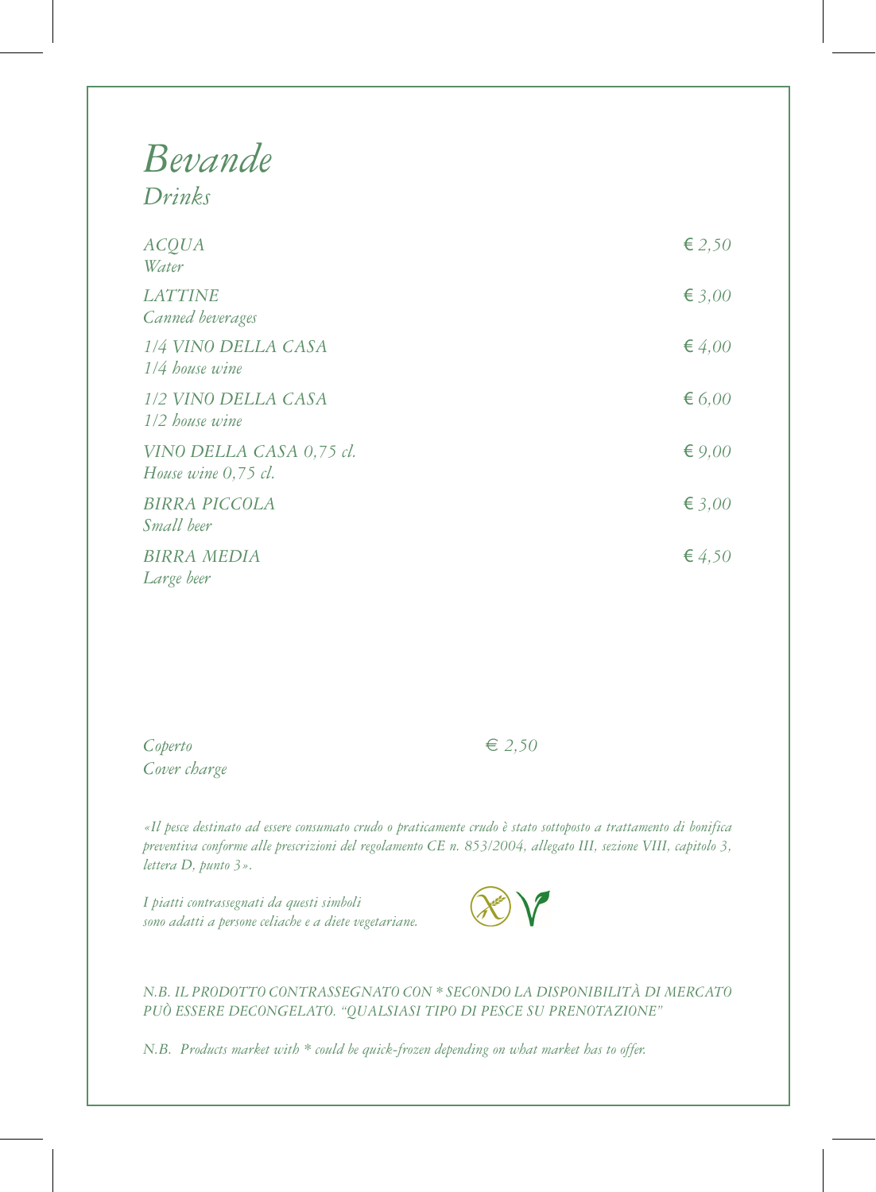# *Bevande*

## *Drinks*

| | |
|---|---|
| *ACQUA*<br>*Water* | *€ 2,50* |
| *LATTINE*<br>*Canned beverages* | *€ 3,00* |
| *1/4 VINO DELLA CASA*<br>*1/4 house wine* | *€ 4,00* |
| *1/2 VINO DELLA CASA*<br>*1/2 house wine* | *€ 6,00* |
| *VINO DELLA CASA 0,75 cl.*<br>*House wine 0,75 cl.* | *€ 9,00* |
| *BIRRA PICCOLA*<br>*Small beer* | *€ 3,00* |
| *BIRRA MEDIA*<br>*Large beer* | *€ 4,50* |

*Coperto* *€ 2,50*
*Cover charge*

*«Il pesce destinato ad essere consumato crudo o praticamente crudo è stato sottoposto a trattamento di bonifica preventiva conforme alle prescrizioni del regolamento CE n. 853/2004, allegato III, sezione VIII, capitolo 3, lettera D, punto 3».*

*I piatti contrassegnati da questi simboli sono adatti a persone celiache e a diete vegetariane.*

*N.B. IL PRODOTTO CONTRASSEGNATO CON * SECONDO LA DISPONIBILITÀ DI MERCATO PUÒ ESSERE DECONGELATO. "QUALSIASI TIPO DI PESCE SU PRENOTAZIONE"*

*N.B. Products market with * could be quick-frozen depending on what market has to offer.*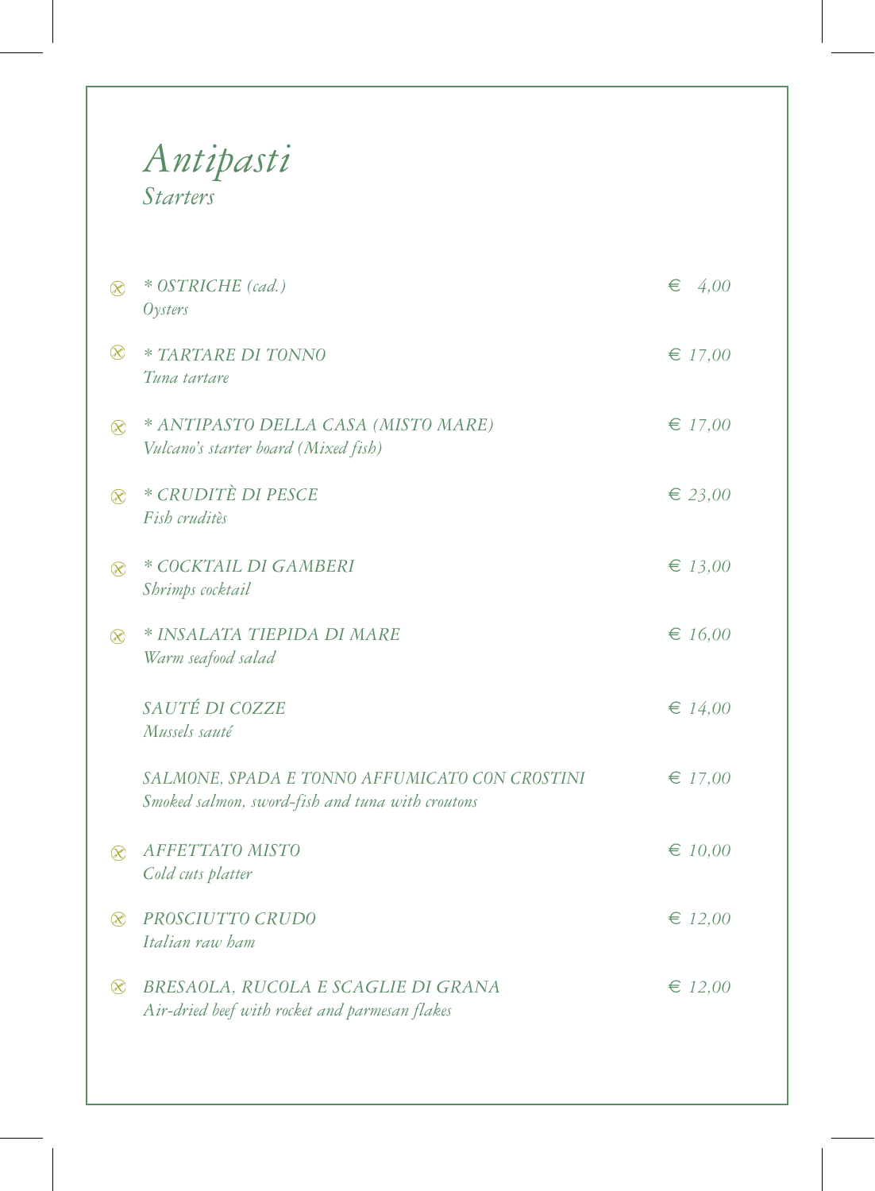# *Antipasti*

*Starters*

| | | |
|---|---|---|
| ⊗ | *\* OSTRICHE (cad.)*<br>*Oysters* | *€ 4,00* |
| ⊗ | *\* TARTARE DI TONNO*<br>*Tuna tartare* | *€ 17,00* |
| ⊗ | *\* ANTIPASTO DELLA CASA (MISTO MARE)*<br>*Vulcano's starter board (Mixed fish)* | *€ 17,00* |
| ⊗ | *\* CRUDITÈ DI PESCE*<br>*Fish cruditès* | *€ 23,00* |
| ⊗ | *\* COCKTAIL DI GAMBERI*<br>*Shrimps cocktail* | *€ 13,00* |
| ⊗ | *\* INSALATA TIEPIDA DI MARE*<br>*Warm seafood salad* | *€ 16,00* |
| | *SAUTÉ DI COZZE*<br>*Mussels sauté* | *€ 14,00* |
| | *SALMONE, SPADA E TONNO AFFUMICATO CON CROSTINI*<br>*Smoked salmon, sword-fish and tuna with croutons* | *€ 17,00* |
| ⊗ | *AFFETTATO MISTO*<br>*Cold cuts platter* | *€ 10,00* |
| ⊗ | *PROSCIUTTO CRUDO*<br>*Italian raw ham* | *€ 12,00* |
| ⊗ | *BRESAOLA, RUCOLA E SCAGLIE DI GRANA*<br>*Air-dried beef with rocket and parmesan flakes* | *€ 12,00* |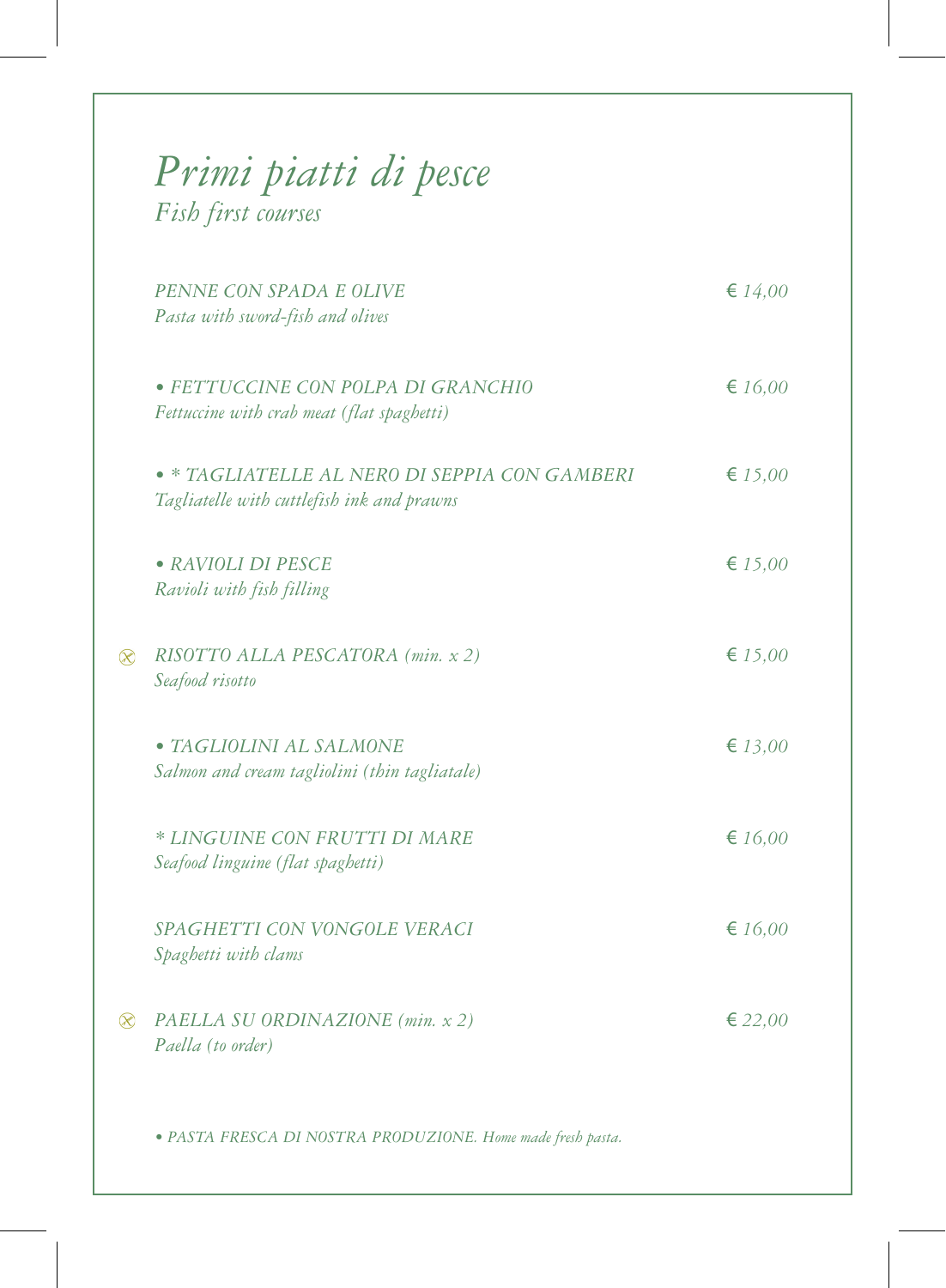# *Primi piatti di pesce*

*Fish first courses*

| | | |
|---|---|---|
| | *PENNE CON SPADA E OLIVE*<br>*Pasta with sword-fish and olives* | *€ 14,00* |
| | *• FETTUCCINE CON POLPA DI GRANCHIO*<br>*Fettuccine with crab meat (flat spaghetti)* | *€ 16,00* |
| | *• * TAGLIATELLE AL NERO DI SEPPIA CON GAMBERI*<br>*Tagliatelle with cuttlefish ink and prawns* | *€ 15,00* |
| | *• RAVIOLI DI PESCE*<br>*Ravioli with fish filling* | *€ 15,00* |
| ⊗ | *RISOTTO ALLA PESCATORA (min. x 2)*<br>*Seafood risotto* | *€ 15,00* |
| | *• TAGLIOLINI AL SALMONE*<br>*Salmon and cream tagliolini (thin tagliatale)* | *€ 13,00* |
| | ** LINGUINE CON FRUTTI DI MARE*<br>*Seafood linguine (flat spaghetti)* | *€ 16,00* |
| | *SPAGHETTI CON VONGOLE VERACI*<br>*Spaghetti with clams* | *€ 16,00* |
| ⊗ | *PAELLA SU ORDINAZIONE (min. x 2)*<br>*Paella (to order)* | *€ 22,00* |

*• PASTA FRESCA DI NOSTRA PRODUZIONE. Home made fresh pasta.*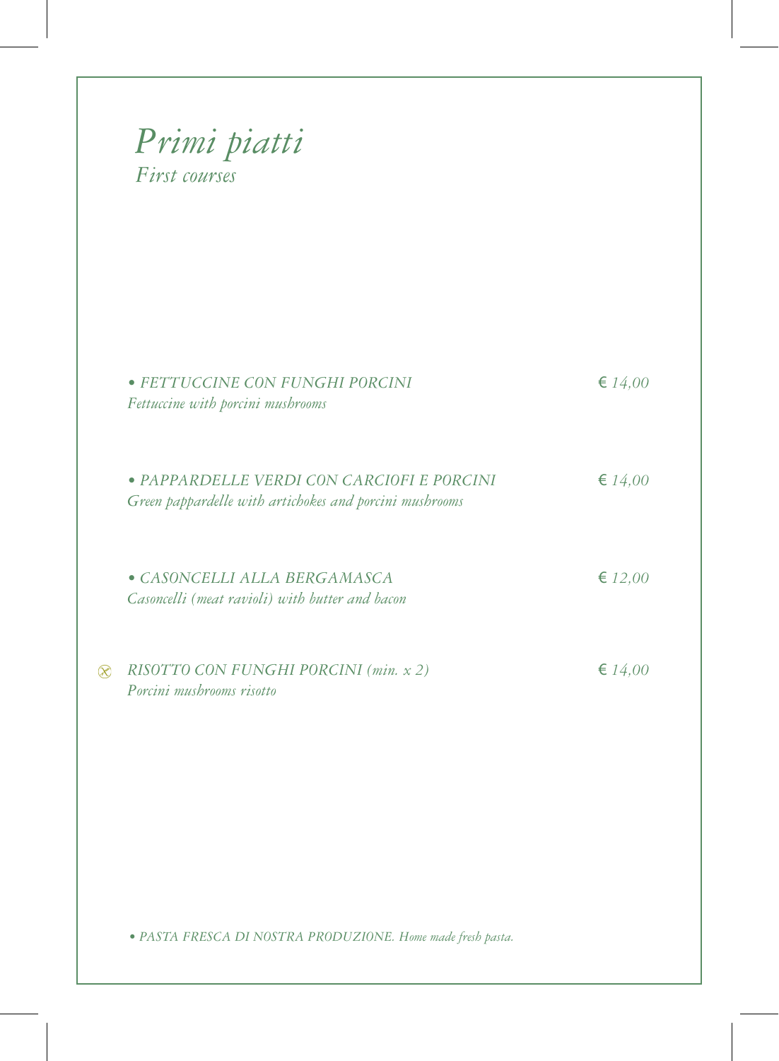# *Primi piatti*

*First courses*

- *FETTUCCINE CON FUNGHI PORCINI* — *€ 14,00*
  *Fettuccine with porcini mushrooms*

- *PAPPARDELLE VERDI CON CARCIOFI E PORCINI* — *€ 14,00*
  *Green pappardelle with artichokes and porcini mushrooms*

- *CASONCELLI ALLA BERGAMASCA* — *€ 12,00*
  *Casoncelli (meat ravioli) with butter and bacon*

*RISOTTO CON FUNGHI PORCINI (min. x 2)* — *€ 14,00*
*Porcini mushrooms risotto*

• *PASTA FRESCA DI NOSTRA PRODUZIONE. Home made fresh pasta.*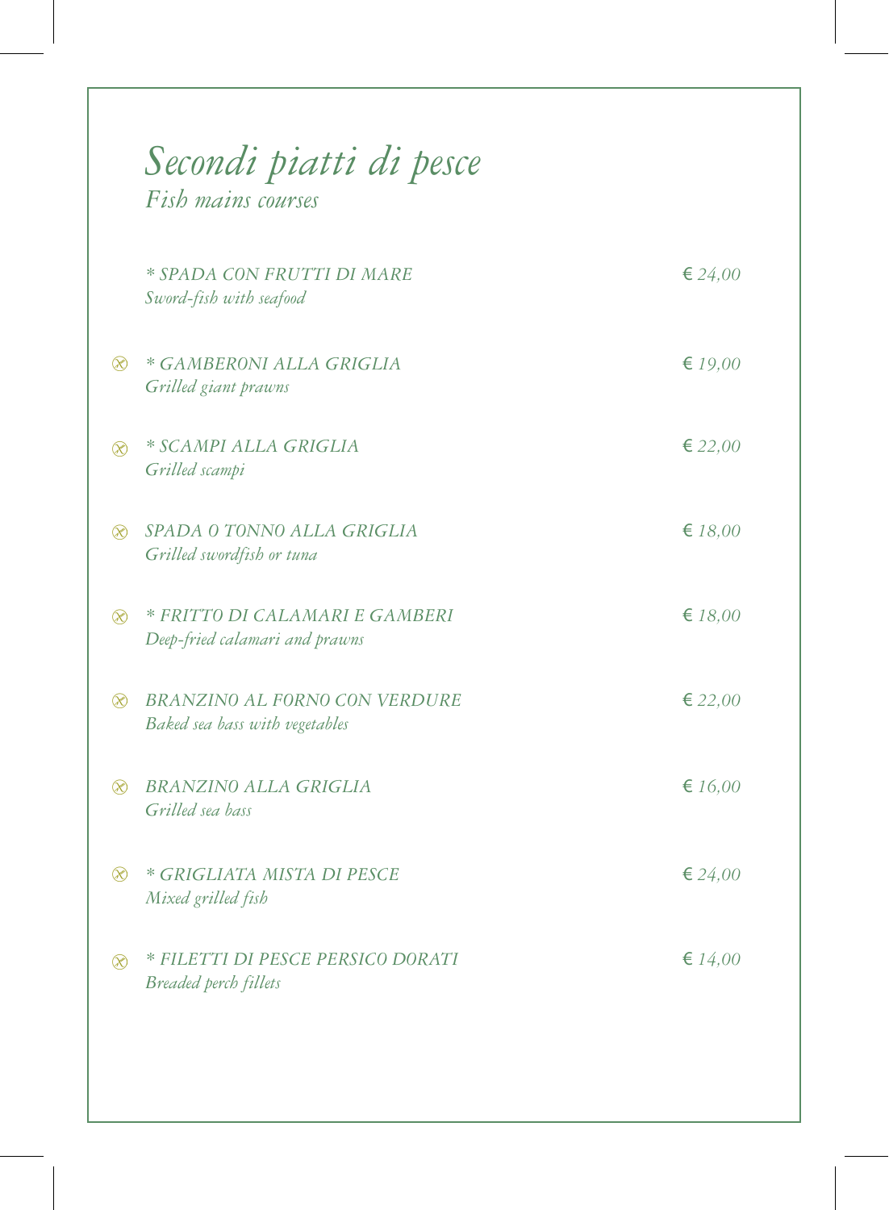# *Secondi piatti di pesce*

*Fish mains courses*

| | | |
|---|---|---|
| | *\* SPADA CON FRUTTI DI MARE*<br>*Sword-fish with seafood* | *€ 24,00* |
| ⊗ | *\* GAMBERONI ALLA GRIGLIA*<br>*Grilled giant prawns* | *€ 19,00* |
| ⊗ | *\* SCAMPI ALLA GRIGLIA*<br>*Grilled scampi* | *€ 22,00* |
| ⊗ | *SPADA O TONNO ALLA GRIGLIA*<br>*Grilled swordfish or tuna* | *€ 18,00* |
| ⊗ | *\* FRITTO DI CALAMARI E GAMBERI*<br>*Deep-fried calamari and prawns* | *€ 18,00* |
| ⊗ | *BRANZINO AL FORNO CON VERDURE*<br>*Baked sea bass with vegetables* | *€ 22,00* |
| ⊗ | *BRANZINO ALLA GRIGLIA*<br>*Grilled sea bass* | *€ 16,00* |
| ⊗ | *\* GRIGLIATA MISTA DI PESCE*<br>*Mixed grilled fish* | *€ 24,00* |
| ⊗ | *\* FILETTI DI PESCE PERSICO DORATI*<br>*Breaded perch fillets* | *€ 14,00* |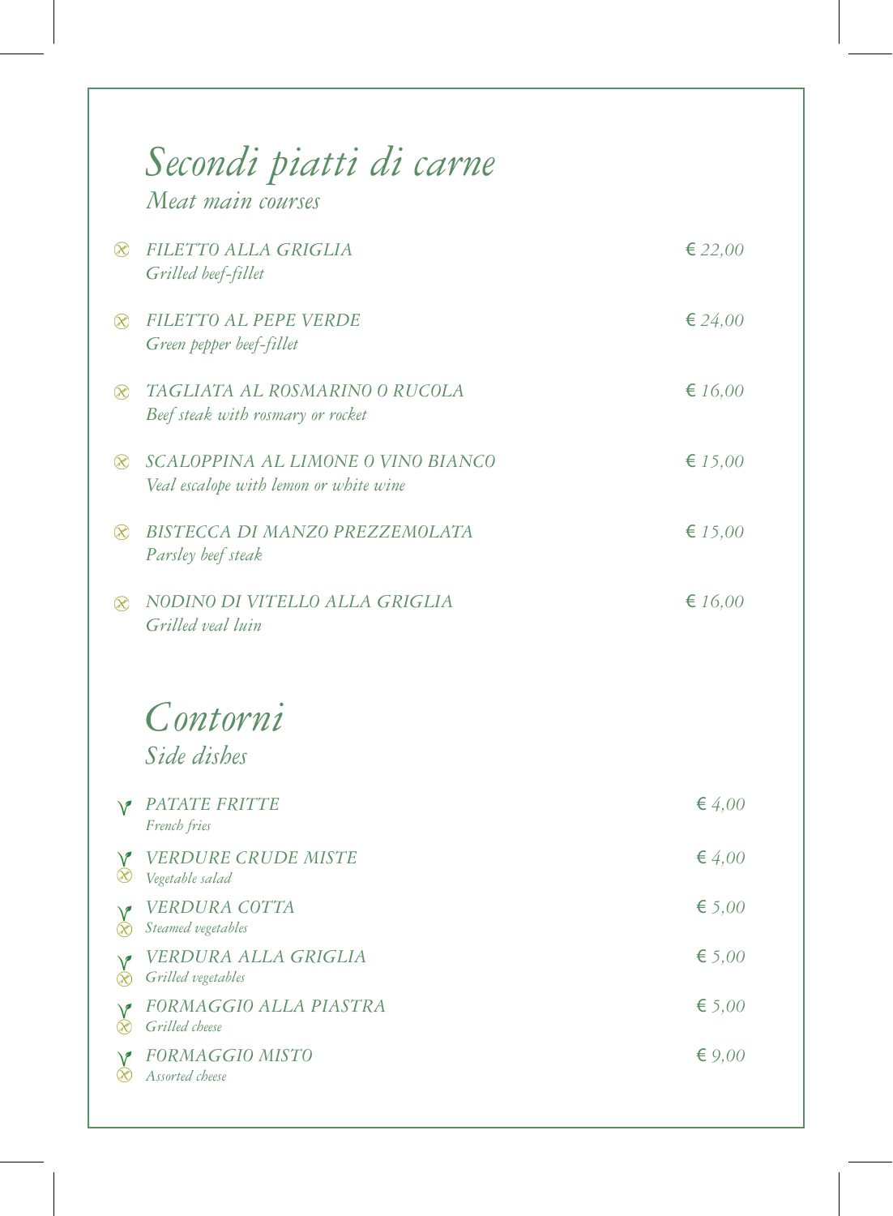# *Secondi piatti di carne*

*Meat main courses*

| | | |
|---|---|---|
| ⊗ | *FILETTO ALLA GRIGLIA*<br>*Grilled beef-fillet* | *€ 22,00* |
| ⊗ | *FILETTO AL PEPE VERDE*<br>*Green pepper beef-fillet* | *€ 24,00* |
| ⊗ | *TAGLIATA AL ROSMARINO O RUCOLA*<br>*Beef steak with rosmary or rocket* | *€ 16,00* |
| ⊗ | *SCALOPPINA AL LIMONE O VINO BIANCO*<br>*Veal escalope with lemon or white wine* | *€ 15,00* |
| ⊗ | *BISTECCA DI MANZO PREZZEMOLATA*<br>*Parsley beef steak* | *€ 15,00* |
| ⊗ | *NODINO DI VITELLO ALLA GRIGLIA*<br>*Grilled veal luin* | *€ 16,00* |

# *Contorni*

*Side dishes*

| | | |
|---|---|---|
| V | *PATATE FRITTE*<br>*French fries* | *€ 4,00* |
| V ⊗ | *VERDURE CRUDE MISTE*<br>*Vegetable salad* | *€ 4,00* |
| V ⊗ | *VERDURA COTTA*<br>*Steamed vegetables* | *€ 5,00* |
| V ⊗ | *VERDURA ALLA GRIGLIA*<br>*Grilled vegetables* | *€ 5,00* |
| V ⊗ | *FORMAGGIO ALLA PIASTRA*<br>*Grilled cheese* | *€ 5,00* |
| V ⊗ | *FORMAGGIO MISTO*<br>*Assorted cheese* | *€ 9,00* |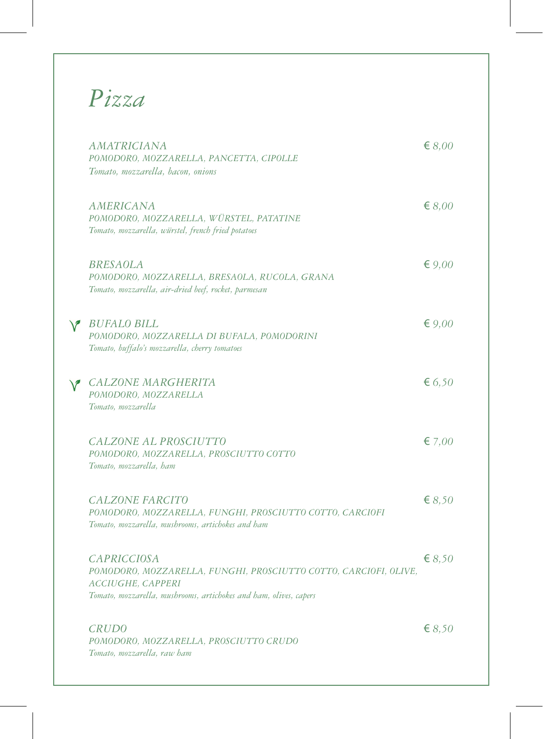# *Pizza*

*AMATRICIANA* — *€ 8,00*
*POMODORO, MOZZARELLA, PANCETTA, CIPOLLE*
*Tomato, mozzarella, bacon, onions*

*AMERICANA* — *€ 8,00*
*POMODORO, MOZZARELLA, WÜRSTEL, PATATINE*
*Tomato, mozzarella, würstel, french fried potatoes*

*BRESAOLA* — *€ 9,00*
*POMODORO, MOZZARELLA, BRESAOLA, RUCOLA, GRANA*
*Tomato, mozzarella, air-dried beef, rocket, parmesan*

*BUFALO BILL* (V) — *€ 9,00*
*POMODORO, MOZZARELLA DI BUFALA, POMODORINI*
*Tomato, buffalo's mozzarella, cherry tomatoes*

*CALZONE MARGHERITA* (V) — *€ 6,50*
*POMODORO, MOZZARELLA*
*Tomato, mozzarella*

*CALZONE AL PROSCIUTTO* — *€ 7,00*
*POMODORO, MOZZARELLA, PROSCIUTTO COTTO*
*Tomato, mozzarella, ham*

*CALZONE FARCITO* — *€ 8,50*
*POMODORO, MOZZARELLA, FUNGHI, PROSCIUTTO COTTO, CARCIOFI*
*Tomato, mozzarella, mushrooms, artichokes and ham*

*CAPRICCIOSA* — *€ 8,50*
*POMODORO, MOZZARELLA, FUNGHI, PROSCIUTTO COTTO, CARCIOFI, OLIVE, ACCIUGHE, CAPPERI*
*Tomato, mozzarella, mushrooms, artichokes and ham, olives, capers*

*CRUDO* — *€ 8,50*
*POMODORO, MOZZARELLA, PROSCIUTTO CRUDO*
*Tomato, mozzarella, raw ham*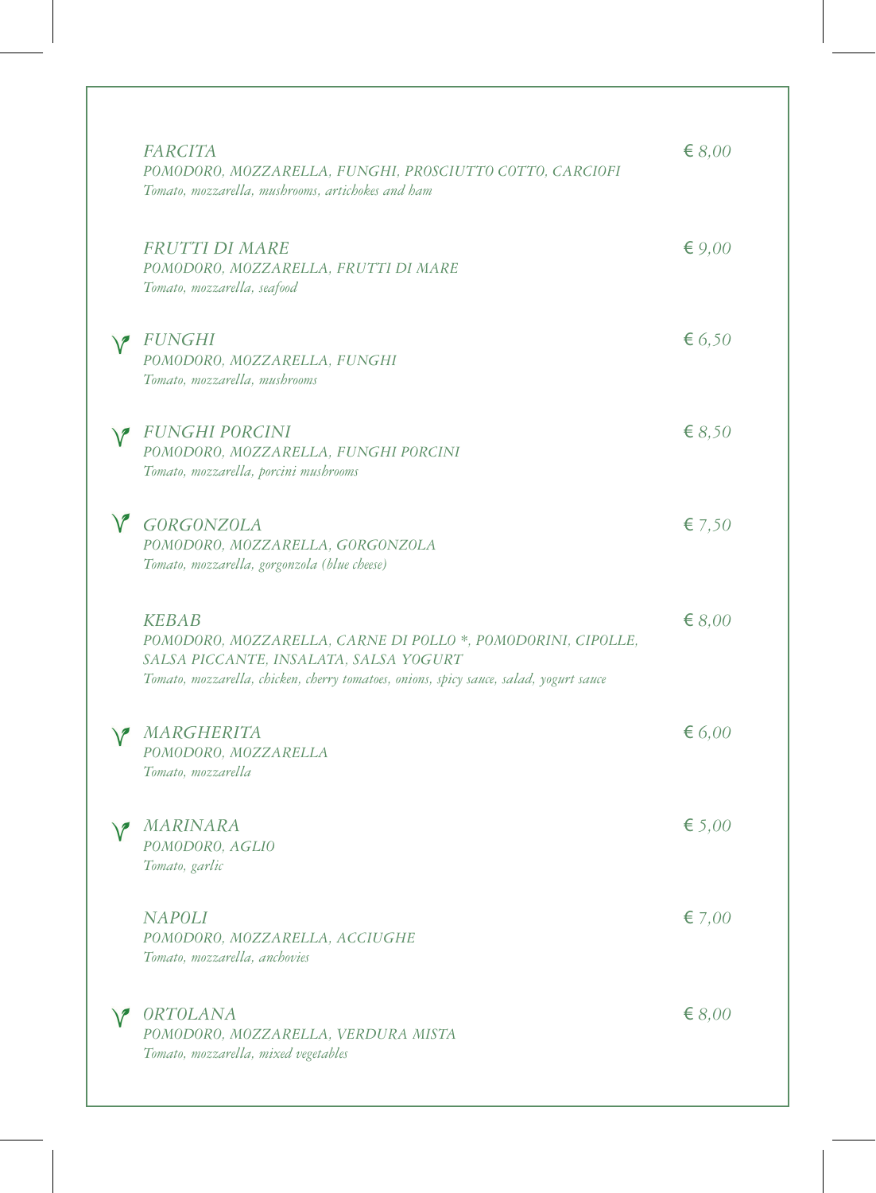*FARCITA*
*POMODORO, MOZZARELLA, FUNGHI, PROSCIUTTO COTTO, CARCIOFI*
*Tomato, mozzarella, mushrooms, artichokes and ham*
*€ 8,00*

*FRUTTI DI MARE*
*POMODORO, MOZZARELLA, FRUTTI DI MARE*
*Tomato, mozzarella, seafood*
*€ 9,00*

V *FUNGHI*
*POMODORO, MOZZARELLA, FUNGHI*
*Tomato, mozzarella, mushrooms*
*€ 6,50*

V *FUNGHI PORCINI*
*POMODORO, MOZZARELLA, FUNGHI PORCINI*
*Tomato, mozzarella, porcini mushrooms*
*€ 8,50*

V *GORGONZOLA*
*POMODORO, MOZZARELLA, GORGONZOLA*
*Tomato, mozzarella, gorgonzola (blue cheese)*
*€ 7,50*

*KEBAB*
*POMODORO, MOZZARELLA, CARNE DI POLLO *, POMODORINI, CIPOLLE, SALSA PICCANTE, INSALATA, SALSA YOGURT*
*Tomato, mozzarella, chicken, cherry tomatoes, onions, spicy sauce, salad, yogurt sauce*
*€ 8,00*

V *MARGHERITA*
*POMODORO, MOZZARELLA*
*Tomato, mozzarella*
*€ 6,00*

V *MARINARA*
*POMODORO, AGLIO*
*Tomato, garlic*
*€ 5,00*

*NAPOLI*
*POMODORO, MOZZARELLA, ACCIUGHE*
*Tomato, mozzarella, anchovies*
*€ 7,00*

V *ORTOLANA*
*POMODORO, MOZZARELLA, VERDURA MISTA*
*Tomato, mozzarella, mixed vegetables*
*€ 8,00*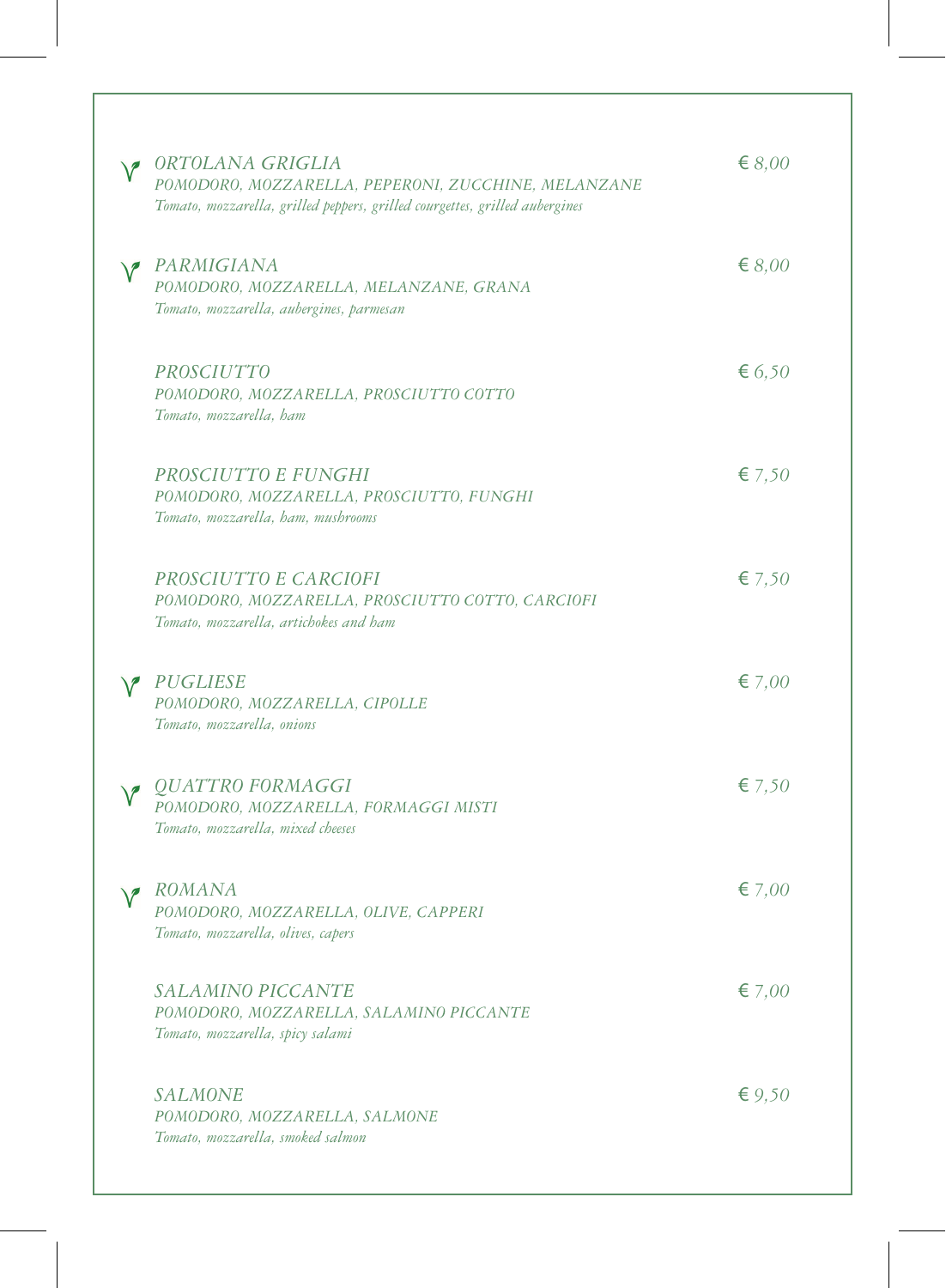### 🌱 *ORTOLANA GRIGLIA* — *€ 8,00*
*POMODORO, MOZZARELLA, PEPERONI, ZUCCHINE, MELANZANE*
*Tomato, mozzarella, grilled peppers, grilled courgettes, grilled aubergines*

### 🌱 *PARMIGIANA* — *€ 8,00*
*POMODORO, MOZZARELLA, MELANZANE, GRANA*
*Tomato, mozzarella, aubergines, parmesan*

### *PROSCIUTTO* — *€ 6,50*
*POMODORO, MOZZARELLA, PROSCIUTTO COTTO*
*Tomato, mozzarella, ham*

### *PROSCIUTTO E FUNGHI* — *€ 7,50*
*POMODORO, MOZZARELLA, PROSCIUTTO, FUNGHI*
*Tomato, mozzarella, ham, mushrooms*

### *PROSCIUTTO E CARCIOFI* — *€ 7,50*
*POMODORO, MOZZARELLA, PROSCIUTTO COTTO, CARCIOFI*
*Tomato, mozzarella, artichokes and ham*

### 🌱 *PUGLIESE* — *€ 7,00*
*POMODORO, MOZZARELLA, CIPOLLE*
*Tomato, mozzarella, onions*

### 🌱 *QUATTRO FORMAGGI* — *€ 7,50*
*POMODORO, MOZZARELLA, FORMAGGI MISTI*
*Tomato, mozzarella, mixed cheeses*

### 🌱 *ROMANA* — *€ 7,00*
*POMODORO, MOZZARELLA, OLIVE, CAPPERI*
*Tomato, mozzarella, olives, capers*

### *SALAMINO PICCANTE* — *€ 7,00*
*POMODORO, MOZZARELLA, SALAMINO PICCANTE*
*Tomato, mozzarella, spicy salami*

### *SALMONE* — *€ 9,50*
*POMODORO, MOZZARELLA, SALMONE*
*Tomato, mozzarella, smoked salmon*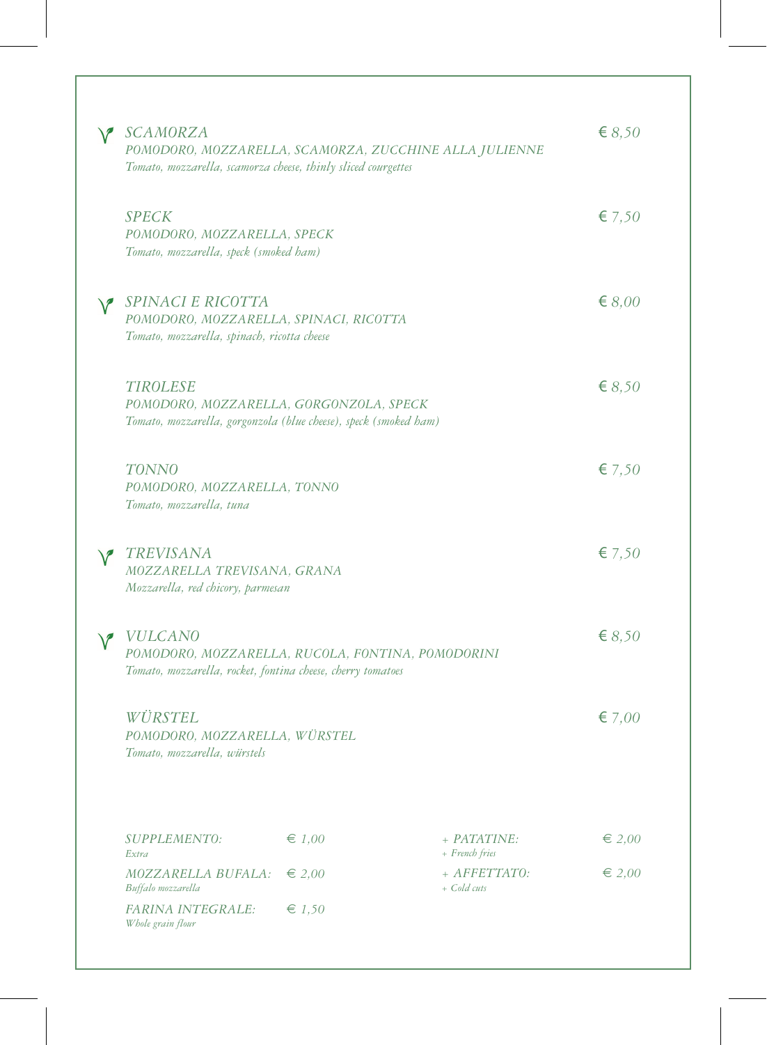*SCAMORZA* — *€ 8,50*
*POMODORO, MOZZARELLA, SCAMORZA, ZUCCHINE ALLA JULIENNE*
*Tomato, mozzarella, scamorza cheese, thinly sliced courgettes*

*SPECK* — *€ 7,50*
*POMODORO, MOZZARELLA, SPECK*
*Tomato, mozzarella, speck (smoked ham)*

*SPINACI E RICOTTA* — *€ 8,00*
*POMODORO, MOZZARELLA, SPINACI, RICOTTA*
*Tomato, mozzarella, spinach, ricotta cheese*

*TIROLESE* — *€ 8,50*
*POMODORO, MOZZARELLA, GORGONZOLA, SPECK*
*Tomato, mozzarella, gorgonzola (blue cheese), speck (smoked ham)*

*TONNO* — *€ 7,50*
*POMODORO, MOZZARELLA, TONNO*
*Tomato, mozzarella, tuna*

*TREVISANA* — *€ 7,50*
*MOZZARELLA TREVISANA, GRANA*
*Mozzarella, red chicory, parmesan*

*VULCANO* — *€ 8,50*
*POMODORO, MOZZARELLA, RUCOLA, FONTINA, POMODORINI*
*Tomato, mozzarella, rocket, fontina cheese, cherry tomatoes*

*WÜRSTEL* — *€ 7,00*
*POMODORO, MOZZARELLA, WÜRSTEL*
*Tomato, mozzarella, würstels*

| | | | |
|---|---|---|---|
| *SUPPLEMENTO:* *Extra* | *€ 1,00* | *+ PATATINE:* *+ French fries* | *€ 2,00* |
| *MOZZARELLA BUFALA:* *Buffalo mozzarella* | *€ 2,00* | *+ AFFETTATO:* *+ Cold cuts* | *€ 2,00* |
| *FARINA INTEGRALE:* *Whole grain flour* | *€ 1,50* | | |